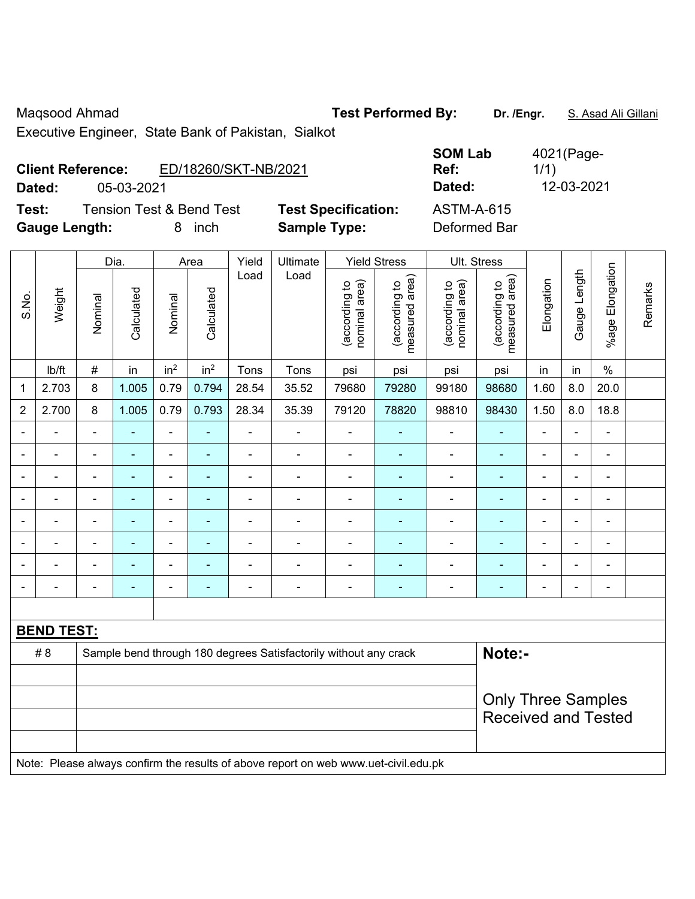Maqsood Ahmad

Executive Engineer, State Bank of Pakistan, Sialkot

**Test Performed By:** **Dr. /Engr.** S. Asad Ali Gillani

**Client Reference:** ED/18260/SKT-NB/2021

**Dated:** 05-03-2021

**SOM Lab Ref:** 4021(Page-1/1)

**Dated:** 12-03-2021

**Test:** Tension Test & Bend Test

**Gauge Length:** 8 inch

**Test Specification:** ASTM-A-615

**Sample Type:** Deformed Bar

| S.No. | Weight | Dia. | | Area | | Yield Load | Ultimate Load | Yield Stress | | Ult. Stress | | Elongation | Gauge Length | %age Elongation | Remarks |
|---|---|---|---|---|---|---|---|---|---|---|---|---|---|---|---|
| | | Nominal | Calculated | Nominal | Calculated | | | (according to nominal area) | (according to measured area) | (according to nominal area) | (according to measured area) | | | | |
| | lb/ft | # | in | $in^2$ | $in^2$ | Tons | Tons | psi | psi | psi | psi | in | in | % | |
| 1 | 2.703 | 8 | 1.005 | 0.79 | 0.794 | 28.54 | 35.52 | 79680 | 79280 | 99180 | 98680 | 1.60 | 8.0 | 20.0 | |
| 2 | 2.700 | 8 | 1.005 | 0.79 | 0.793 | 28.34 | 35.39 | 79120 | 78820 | 98810 | 98430 | 1.50 | 8.0 | 18.8 | |
| - | - | - | - | - | - | - | - | - | - | - | - | - | - | - | |
| - | - | - | - | - | - | - | - | - | - | - | - | - | - | - | |
| - | - | - | - | - | - | - | - | - | - | - | - | - | - | - | |
| - | - | - | - | - | - | - | - | - | - | - | - | - | - | - | |
| - | - | - | - | - | - | - | - | - | - | - | - | - | - | - | |
| - | - | - | - | - | - | - | - | - | - | - | - | - | - | - | |
| - | - | - | - | - | - | - | - | - | - | - | - | - | - | - | |
| - | - | - | - | - | - | - | - | - | - | - | - | - | - | - | |

**BEND TEST:**

| | | |
|---|---|---|
| # 8 | Sample bend through 180 degrees Satisfactorily without any crack | **Note:-** |
| | | Only Three Samples Received and Tested |

Note: Please always confirm the results of above report on web www.uet-civil.edu.pk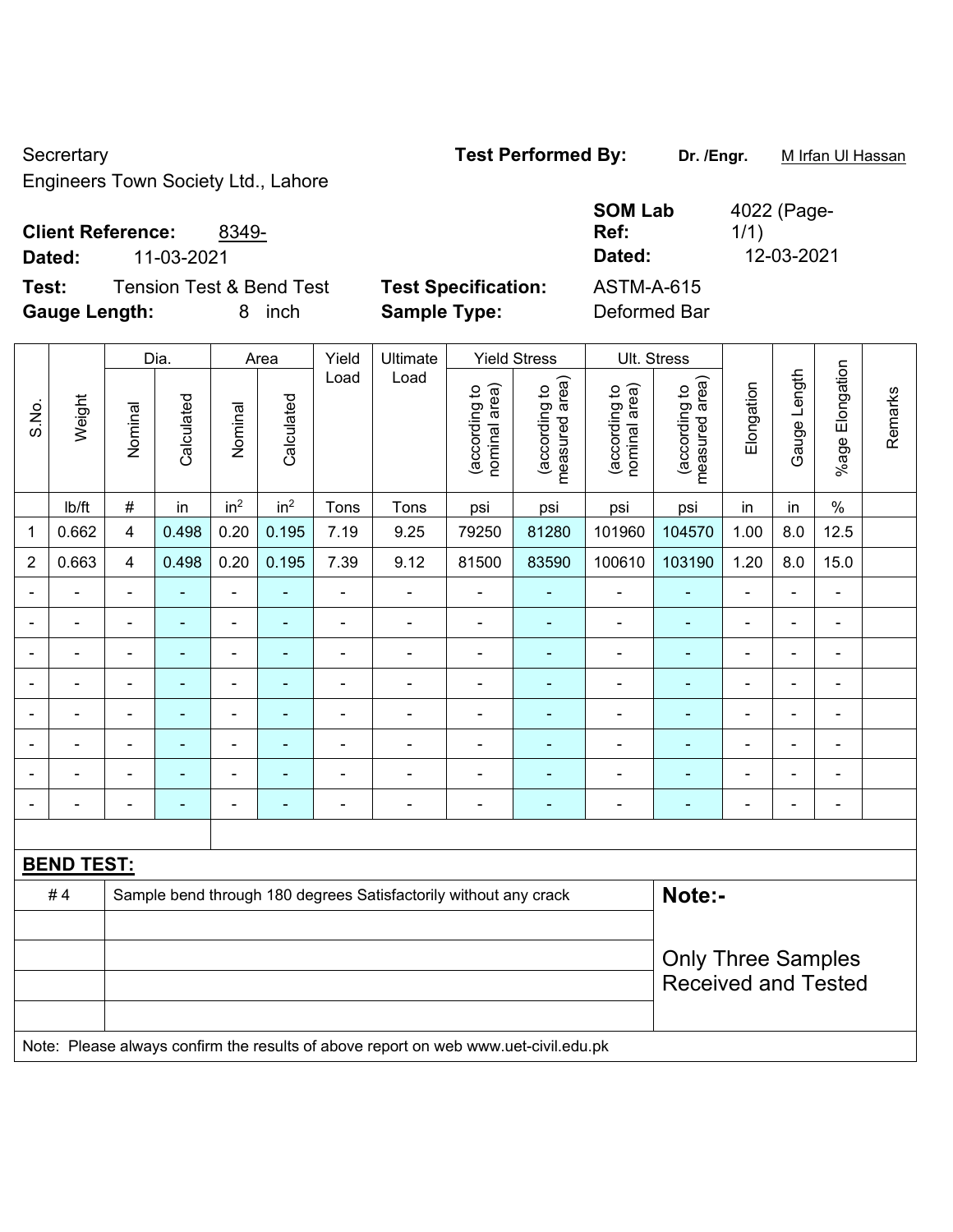Secrertary

Engineers Town Society Ltd., Lahore

**Test Performed By:** **Dr. /Engr.** M Irfan Ul Hassan

**Client Reference:** 8349-

**Dated:** 11-03-2021

**SOM Lab Ref:** 4022 (Page-1/1)

**Dated:** 12-03-2021

**Test:** Tension Test & Bend Test

**Test Specification:** ASTM-A-615

**Gauge Length:** 8 inch

**Sample Type:** Deformed Bar

| S.No. | Weight | Dia. | | Area | | Yield Load | Ultimate Load | Yield Stress | | Ult. Stress | | Elongation | Gauge Length | %age Elongation | Remarks |
|---|---|---|---|---|---|---|---|---|---|---|---|---|---|---|---|
| | | Nominal | Calculated | Nominal | Calculated | | | (according to nominal area) | (according to measured area) | (according to nominal area) | (according to measured area) | | | | |
| | lb/ft | # | in | $in^2$ | $in^2$ | Tons | Tons | psi | psi | psi | psi | in | in | % | |
| 1 | 0.662 | 4 | 0.498 | 0.20 | 0.195 | 7.19 | 9.25 | 79250 | 81280 | 101960 | 104570 | 1.00 | 8.0 | 12.5 | |
| 2 | 0.663 | 4 | 0.498 | 0.20 | 0.195 | 7.39 | 9.12 | 81500 | 83590 | 100610 | 103190 | 1.20 | 8.0 | 15.0 | |
| - | - | - | - | - | - | - | - | - | - | - | - | - | - | - | |
| - | - | - | - | - | - | - | - | - | - | - | - | - | - | - | |
| - | - | - | - | - | - | - | - | - | - | - | - | - | - | - | |
| - | - | - | - | - | - | - | - | - | - | - | - | - | - | - | |
| - | - | - | - | - | - | - | - | - | - | - | - | - | - | - | |
| - | - | - | - | - | - | - | - | - | - | - | - | - | - | - | |
| - | - | - | - | - | - | - | - | - | - | - | - | - | - | - | |
| - | - | - | - | - | - | - | - | - | - | - | - | - | - | - | |

**BEND TEST:**

| | | |
|---|---|---|
| # 4 | Sample bend through 180 degrees Satisfactorily without any crack | **Note:-** |
| | | Only Three Samples Received and Tested |

Note: Please always confirm the results of above report on web www.uet-civil.edu.pk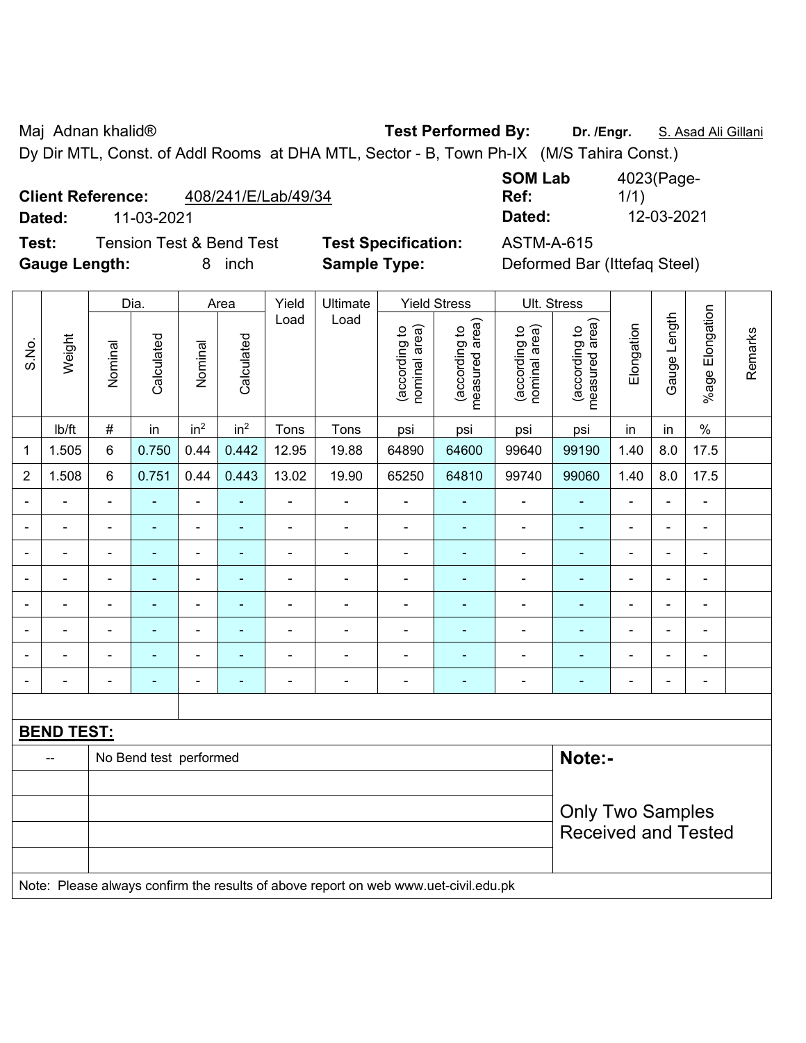Maj Adnan khalid® **Test Performed By:** **Dr. /Engr.** S. Asad Ali Gillani

Dy Dir MTL, Const. of Addl Rooms at DHA MTL, Sector - B, Town Ph-IX (M/S Tahira Const.)

**Client Reference:** 408/241/E/Lab/49/34 **SOM Lab Ref:** 4023(Page-1/1)

**Dated:** 11-03-2021 **Dated:** 12-03-2021

**Test:** Tension Test & Bend Test **Test Specification:** ASTM-A-615

**Gauge Length:** 8 inch **Sample Type:** Deformed Bar (Ittefaq Steel)

| S.No. | Weight | Dia. | | Area | | Yield Load | Ultimate Load | Yield Stress | | Ult. Stress | | Elongation | Gauge Length | %age Elongation | Remarks |
|---|---|---|---|---|---|---|---|---|---|---|---|---|---|---|---|
| | | Nominal | Calculated | Nominal | Calculated | | | (according to nominal area) | (according to measured area) | (according to nominal area) | (according to measured area) | | | | |
| | lb/ft | # | in | $in^2$ | $in^2$ | Tons | Tons | psi | psi | psi | psi | in | in | % | |
| 1 | 1.505 | 6 | 0.750 | 0.44 | 0.442 | 12.95 | 19.88 | 64890 | 64600 | 99640 | 99190 | 1.40 | 8.0 | 17.5 | |
| 2 | 1.508 | 6 | 0.751 | 0.44 | 0.443 | 13.02 | 19.90 | 65250 | 64810 | 99740 | 99060 | 1.40 | 8.0 | 17.5 | |
| - | - | - | - | - | - | - | - | - | - | - | - | - | - | - | |
| - | - | - | - | - | - | - | - | - | - | - | - | - | - | - | |
| - | - | - | - | - | - | - | - | - | - | - | - | - | - | - | |
| - | - | - | - | - | - | - | - | - | - | - | - | - | - | - | |
| - | - | - | - | - | - | - | - | - | - | - | - | - | - | - | |
| - | - | - | - | - | - | - | - | - | - | - | - | - | - | - | |
| - | - | - | - | - | - | - | - | - | - | - | - | - | - | - | |
| - | - | - | - | - | - | - | - | - | - | - | - | - | - | - | |

**BEND TEST:**

| -- | No Bend test performed |
|---|---|

**Note:-**

Only Two Samples Received and Tested

Note: Please always confirm the results of above report on web www.uet-civil.edu.pk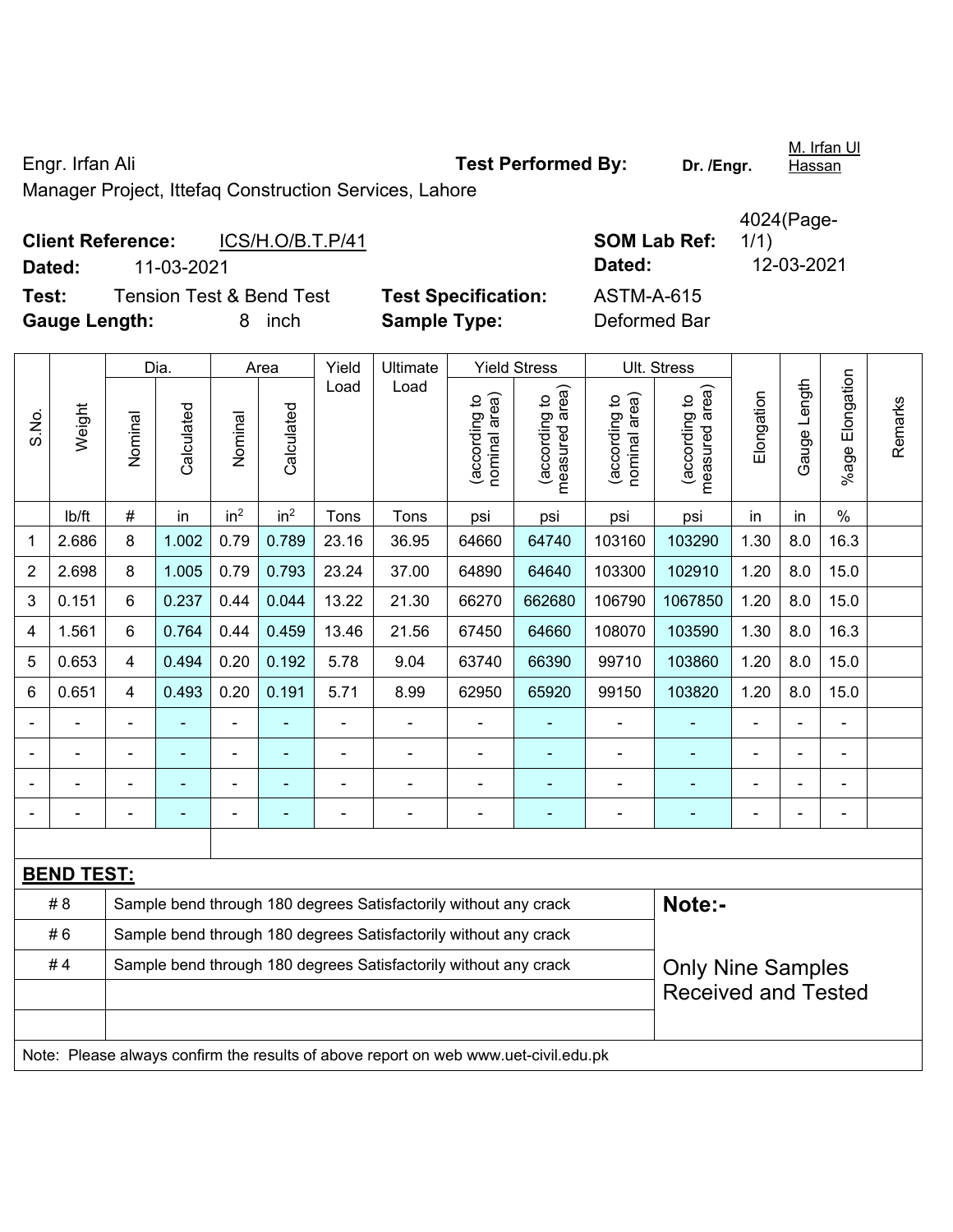Engr. Irfan Ali

Manager Project, Ittefaq Construction Services, Lahore

**Test Performed By:** **Dr. /Engr.** M. Irfan Ul Hassan

**Client Reference:** ICS/H.O/B.T.P/41

**Dated:** 11-03-2021

**SOM Lab Ref:** 4024(Page-1/1)

**Dated:** 12-03-2021

**Test:** Tension Test & Bend Test

**Test Specification:** ASTM-A-615

**Gauge Length:** 8 inch

**Sample Type:** Deformed Bar

| S.No. | Weight | Dia. | | Area | | Yield Load | Ultimate Load | Yield Stress | | Ult. Stress | | Elongation | Gauge Length | %age Elongation | Remarks |
|---|---|---|---|---|---|---|---|---|---|---|---|---|---|---|---|
| | | Nominal | Calculated | Nominal | Calculated | | | (according to nominal area) | (according to measured area) | (according to nominal area) | (according to measured area) | | | | |
| | lb/ft | # | in | $in^2$ | $in^2$ | Tons | Tons | psi | psi | psi | psi | in | in | % | |
| 1 | 2.686 | 8 | 1.002 | 0.79 | 0.789 | 23.16 | 36.95 | 64660 | 64740 | 103160 | 103290 | 1.30 | 8.0 | 16.3 | |
| 2 | 2.698 | 8 | 1.005 | 0.79 | 0.793 | 23.24 | 37.00 | 64890 | 64640 | 103300 | 102910 | 1.20 | 8.0 | 15.0 | |
| 3 | 0.151 | 6 | 0.237 | 0.44 | 0.044 | 13.22 | 21.30 | 66270 | 662680 | 106790 | 1067850 | 1.20 | 8.0 | 15.0 | |
| 4 | 1.561 | 6 | 0.764 | 0.44 | 0.459 | 13.46 | 21.56 | 67450 | 64660 | 108070 | 103590 | 1.30 | 8.0 | 16.3 | |
| 5 | 0.653 | 4 | 0.494 | 0.20 | 0.192 | 5.78 | 9.04 | 63740 | 66390 | 99710 | 103860 | 1.20 | 8.0 | 15.0 | |
| 6 | 0.651 | 4 | 0.493 | 0.20 | 0.191 | 5.71 | 8.99 | 62950 | 65920 | 99150 | 103820 | 1.20 | 8.0 | 15.0 | |
| - | - | - | - | - | - | - | - | - | - | - | - | - | - | - | |
| - | - | - | - | - | - | - | - | - | - | - | - | - | - | - | |
| - | - | - | - | - | - | - | - | - | - | - | - | - | - | - | |
| - | - | - | - | - | - | - | - | - | - | - | - | - | - | - | |

**BEND TEST:**

| | | |
|---|---|---|
| # 8 | Sample bend through 180 degrees Satisfactorily without any crack | **Note:-** |
| # 6 | Sample bend through 180 degrees Satisfactorily without any crack | |
| # 4 | Sample bend through 180 degrees Satisfactorily without any crack | Only Nine Samples Received and Tested |

Note: Please always confirm the results of above report on web www.uet-civil.edu.pk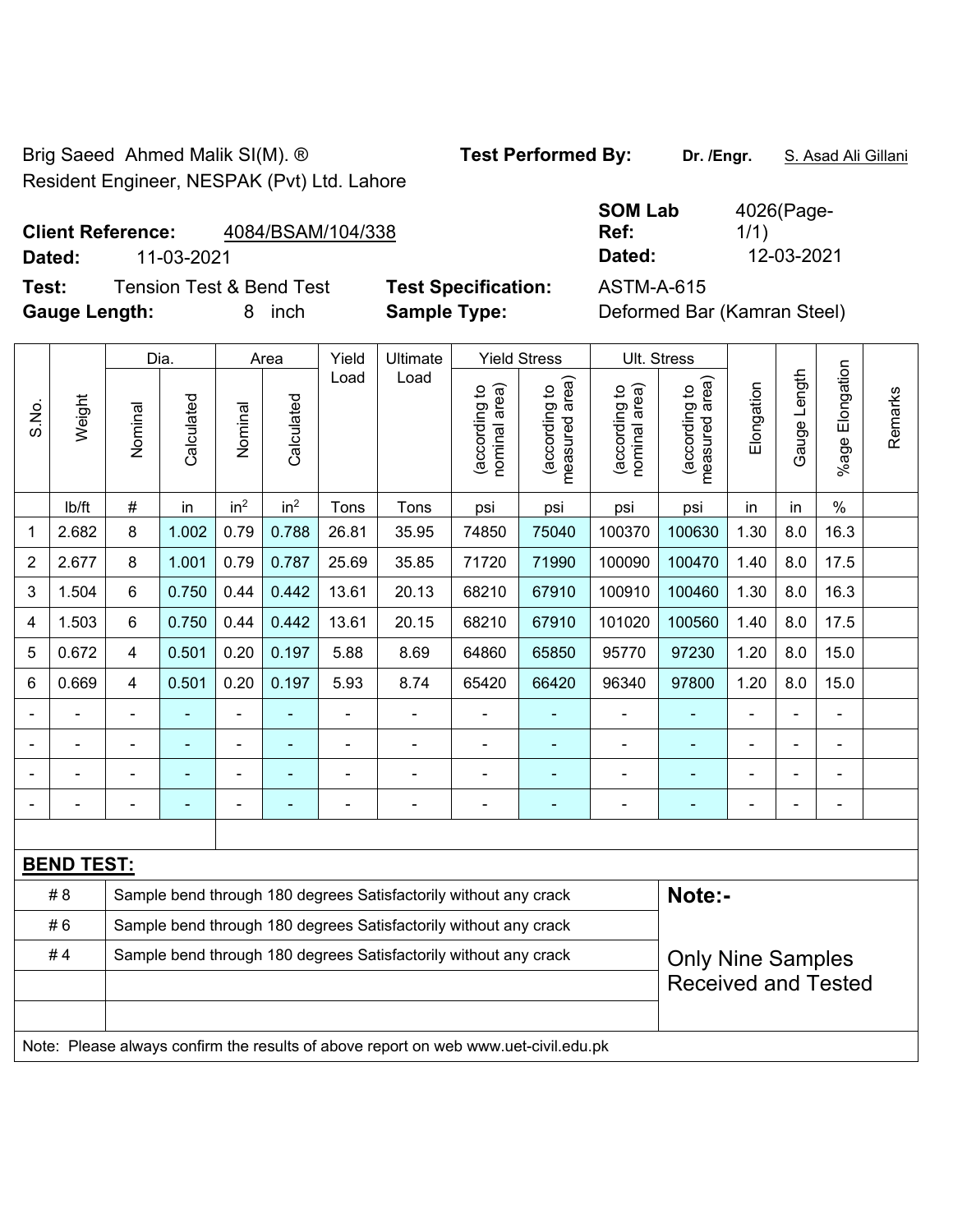Brig Saeed Ahmed Malik SI(M). ®
Resident Engineer, NESPAK (Pvt) Ltd. Lahore

**Test Performed By:** Dr. /Engr. S. Asad Ali Gillani

**Client Reference:** 4084/BSAM/104/338
**Dated:** 11-03-2021

**SOM Lab Ref:** 4026(Page-1/1)
**Dated:** 12-03-2021

**Test:** Tension Test & Bend Test
**Test Specification:** ASTM-A-615
**Gauge Length:** 8 inch
**Sample Type:** Deformed Bar (Kamran Steel)

| S.No. | Weight | Dia. | | Area | | Yield Load | Ultimate Load | Yield Stress | | Ult. Stress | | Elongation | Gauge Length | %age Elongation | Remarks |
|---|---|---|---|---|---|---|---|---|---|---|---|---|---|---|---|
| | | Nominal | Calculated | Nominal | Calculated | | | (according to nominal area) | (according to measured area) | (according to nominal area) | (according to measured area) | | | | |
| | lb/ft | # | in | in² | in² | Tons | Tons | psi | psi | psi | psi | in | in | % | |
| 1 | 2.682 | 8 | 1.002 | 0.79 | 0.788 | 26.81 | 35.95 | 74850 | 75040 | 100370 | 100630 | 1.30 | 8.0 | 16.3 | |
| 2 | 2.677 | 8 | 1.001 | 0.79 | 0.787 | 25.69 | 35.85 | 71720 | 71990 | 100090 | 100470 | 1.40 | 8.0 | 17.5 | |
| 3 | 1.504 | 6 | 0.750 | 0.44 | 0.442 | 13.61 | 20.13 | 68210 | 67910 | 100910 | 100460 | 1.30 | 8.0 | 16.3 | |
| 4 | 1.503 | 6 | 0.750 | 0.44 | 0.442 | 13.61 | 20.15 | 68210 | 67910 | 101020 | 100560 | 1.40 | 8.0 | 17.5 | |
| 5 | 0.672 | 4 | 0.501 | 0.20 | 0.197 | 5.88 | 8.69 | 64860 | 65850 | 95770 | 97230 | 1.20 | 8.0 | 15.0 | |
| 6 | 0.669 | 4 | 0.501 | 0.20 | 0.197 | 5.93 | 8.74 | 65420 | 66420 | 96340 | 97800 | 1.20 | 8.0 | 15.0 | |
| - | - | - | - | - | - | - | - | - | - | - | - | - | - | - | |
| - | - | - | - | - | - | - | - | - | - | - | - | - | - | - | |
| - | - | - | - | - | - | - | - | - | - | - | - | - | - | - | |
| - | - | - | - | - | - | - | - | - | - | - | - | - | - | - | |

**BEND TEST:**

| | | |
|---|---|---|
| # 8 | Sample bend through 180 degrees Satisfactorily without any crack | **Note:-** |
| # 6 | Sample bend through 180 degrees Satisfactorily without any crack | |
| # 4 | Sample bend through 180 degrees Satisfactorily without any crack | Only Nine Samples Received and Tested |

Note: Please always confirm the results of above report on web www.uet-civil.edu.pk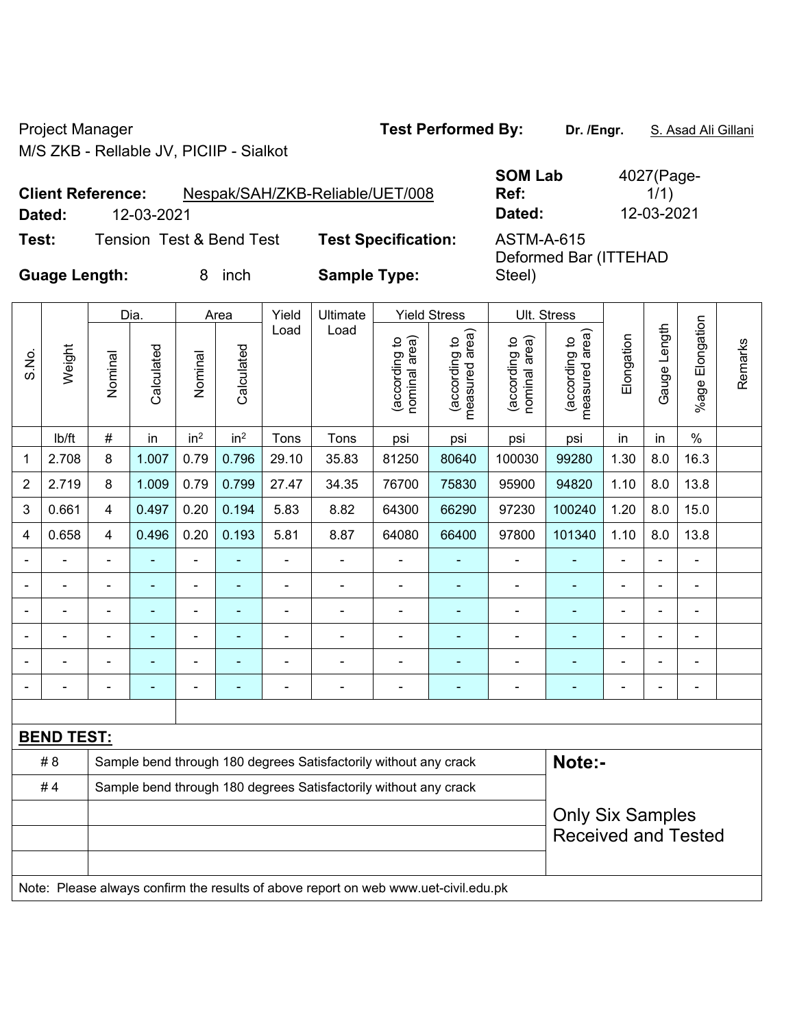Project Manager

M/S ZKB - Rellable JV, PICIIP - Sialkot

**Test Performed By:** **Dr. /Engr.** S. Asad Ali Gillani

**Client Reference:** Nespak/SAH/ZKB-Reliable/UET/008

**Dated:** 12-03-2021

**SOM Lab Ref:** 4027(Page-1/1)

**Dated:** 12-03-2021

**Test:** Tension Test & Bend Test

**Test Specification:** ASTM-A-615

**Guage Length:** 8 inch

**Sample Type:** Deformed Bar (ITTEHAD Steel)

| S.No. | Weight | Dia. | | Area | | Yield Load | Ultimate Load | Yield Stress | | Ult. Stress | | Elongation | Gauge Length | %age Elongation | Remarks |
|---|---|---|---|---|---|---|---|---|---|---|---|---|---|---|---|
| | | Nominal | Calculated | Nominal | Calculated | | | (according to nominal area) | (according to measured area) | (according to nominal area) | (according to measured area) | | | | |
| | lb/ft | # | in | in² | in² | Tons | Tons | psi | psi | psi | psi | in | in | % | |
| 1 | 2.708 | 8 | 1.007 | 0.79 | 0.796 | 29.10 | 35.83 | 81250 | 80640 | 100030 | 99280 | 1.30 | 8.0 | 16.3 | |
| 2 | 2.719 | 8 | 1.009 | 0.79 | 0.799 | 27.47 | 34.35 | 76700 | 75830 | 95900 | 94820 | 1.10 | 8.0 | 13.8 | |
| 3 | 0.661 | 4 | 0.497 | 0.20 | 0.194 | 5.83 | 8.82 | 64300 | 66290 | 97230 | 100240 | 1.20 | 8.0 | 15.0 | |
| 4 | 0.658 | 4 | 0.496 | 0.20 | 0.193 | 5.81 | 8.87 | 64080 | 66400 | 97800 | 101340 | 1.10 | 8.0 | 13.8 | |
| - | - | - | - | - | - | - | - | - | - | - | - | - | - | - | |
| - | - | - | - | - | - | - | - | - | - | - | - | - | - | - | |
| - | - | - | - | - | - | - | - | - | - | - | - | - | - | - | |
| - | - | - | - | - | - | - | - | - | - | - | - | - | - | - | |
| - | - | - | - | - | - | - | - | - | - | - | - | - | - | - | |
| - | - | - | - | - | - | - | - | - | - | - | - | - | - | - | |

**BEND TEST:**

| | |
|---|---|
| # 8 | Sample bend through 180 degrees Satisfactorily without any crack |
| # 4 | Sample bend through 180 degrees Satisfactorily without any crack |

**Note:-**

Only Six Samples Received and Tested

Note: Please always confirm the results of above report on web www.uet-civil.edu.pk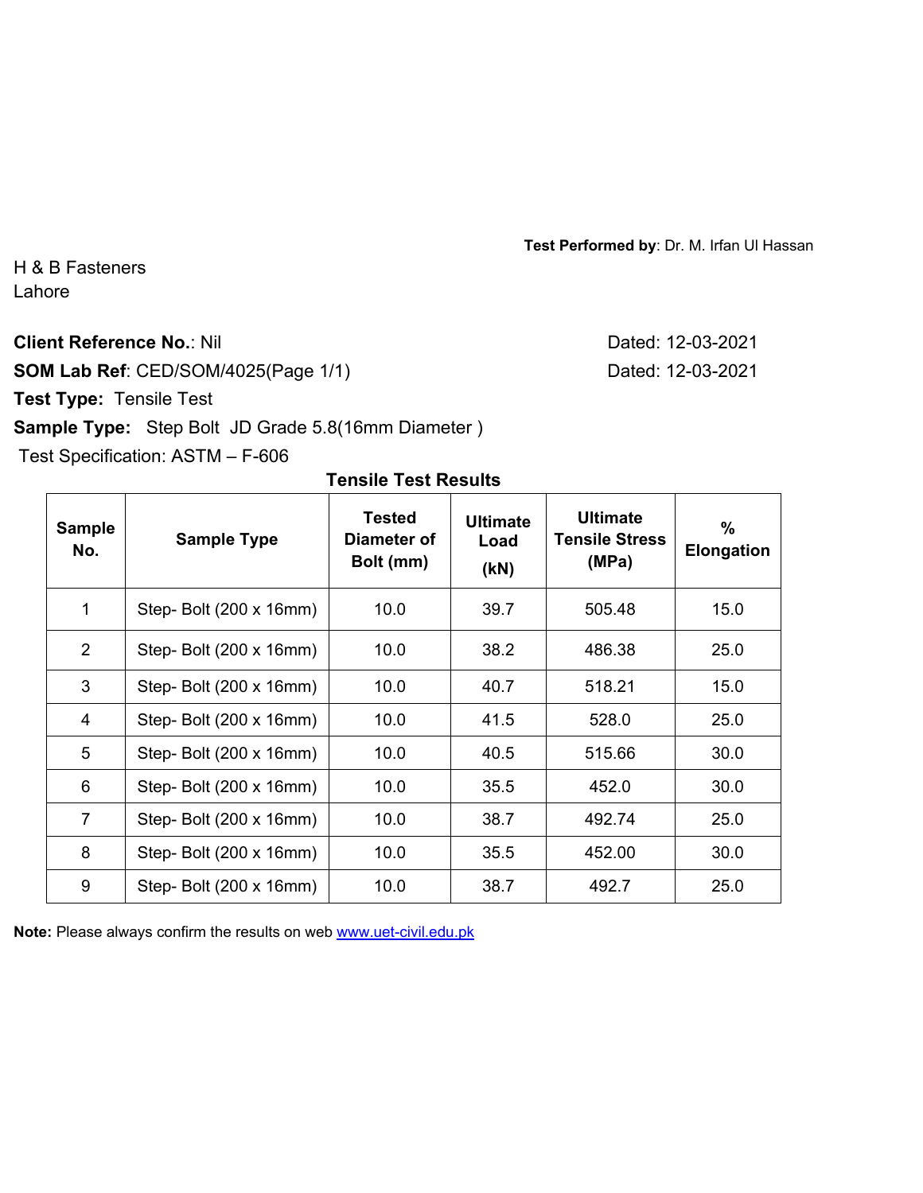**Test Performed by**: Dr. M. Irfan Ul Hassan

H & B Fasteners
Lahore

**Client Reference No.**: Nil Dated: 12-03-2021

**SOM Lab Ref**: CED/SOM/4025(Page 1/1) Dated: 12-03-2021

**Test Type:** Tensile Test

**Sample Type:** Step Bolt JD Grade 5.8(16mm Diameter )

Test Specification: ASTM – F-606

**Tensile Test Results**

| Sample No. | Sample Type | Tested Diameter of Bolt (mm) | Ultimate Load (kN) | Ultimate Tensile Stress (MPa) | % Elongation |
|---|---|---|---|---|---|
| 1 | Step- Bolt (200 x 16mm) | 10.0 | 39.7 | 505.48 | 15.0 |
| 2 | Step- Bolt (200 x 16mm) | 10.0 | 38.2 | 486.38 | 25.0 |
| 3 | Step- Bolt (200 x 16mm) | 10.0 | 40.7 | 518.21 | 15.0 |
| 4 | Step- Bolt (200 x 16mm) | 10.0 | 41.5 | 528.0 | 25.0 |
| 5 | Step- Bolt (200 x 16mm) | 10.0 | 40.5 | 515.66 | 30.0 |
| 6 | Step- Bolt (200 x 16mm) | 10.0 | 35.5 | 452.0 | 30.0 |
| 7 | Step- Bolt (200 x 16mm) | 10.0 | 38.7 | 492.74 | 25.0 |
| 8 | Step- Bolt (200 x 16mm) | 10.0 | 35.5 | 452.00 | 30.0 |
| 9 | Step- Bolt (200 x 16mm) | 10.0 | 38.7 | 492.7 | 25.0 |

**Note:** Please always confirm the results on web www.uet-civil.edu.pk